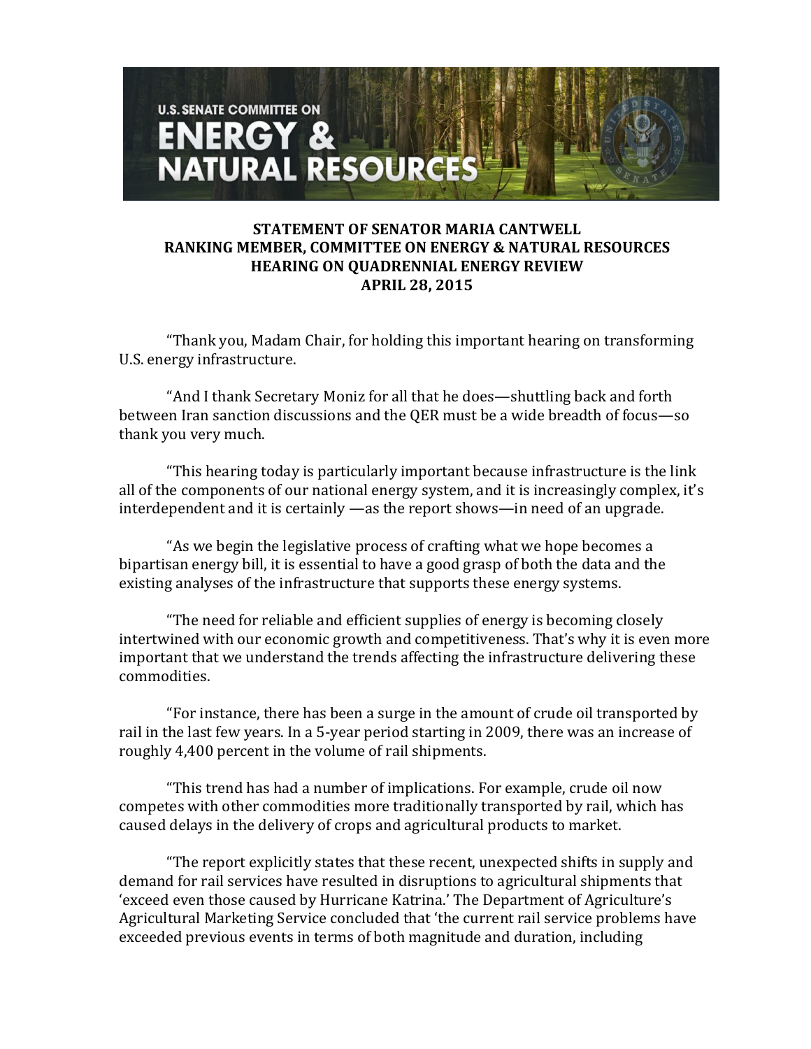**U.S. SENATE COMMITTEE ON ENERGY & NATURAL RESOURCES**

**STATEMENT OF SENATOR MARIA CANTWELL**
**RANKING MEMBER, COMMITTEE ON ENERGY & NATURAL RESOURCES**
**HEARING ON QUADRENNIAL ENERGY REVIEW**
**APRIL 28, 2015**

"Thank you, Madam Chair, for holding this important hearing on transforming U.S. energy infrastructure.

"And I thank Secretary Moniz for all that he does—shuttling back and forth between Iran sanction discussions and the QER must be a wide breadth of focus—so thank you very much.

"This hearing today is particularly important because infrastructure is the link all of the components of our national energy system, and it is increasingly complex, it's interdependent and it is certainly —as the report shows—in need of an upgrade.

"As we begin the legislative process of crafting what we hope becomes a bipartisan energy bill, it is essential to have a good grasp of both the data and the existing analyses of the infrastructure that supports these energy systems.

"The need for reliable and efficient supplies of energy is becoming closely intertwined with our economic growth and competitiveness. That's why it is even more important that we understand the trends affecting the infrastructure delivering these commodities.

"For instance, there has been a surge in the amount of crude oil transported by rail in the last few years. In a 5-year period starting in 2009, there was an increase of roughly 4,400 percent in the volume of rail shipments.

"This trend has had a number of implications. For example, crude oil now competes with other commodities more traditionally transported by rail, which has caused delays in the delivery of crops and agricultural products to market.

"The report explicitly states that these recent, unexpected shifts in supply and demand for rail services have resulted in disruptions to agricultural shipments that 'exceed even those caused by Hurricane Katrina.' The Department of Agriculture's Agricultural Marketing Service concluded that 'the current rail service problems have exceeded previous events in terms of both magnitude and duration, including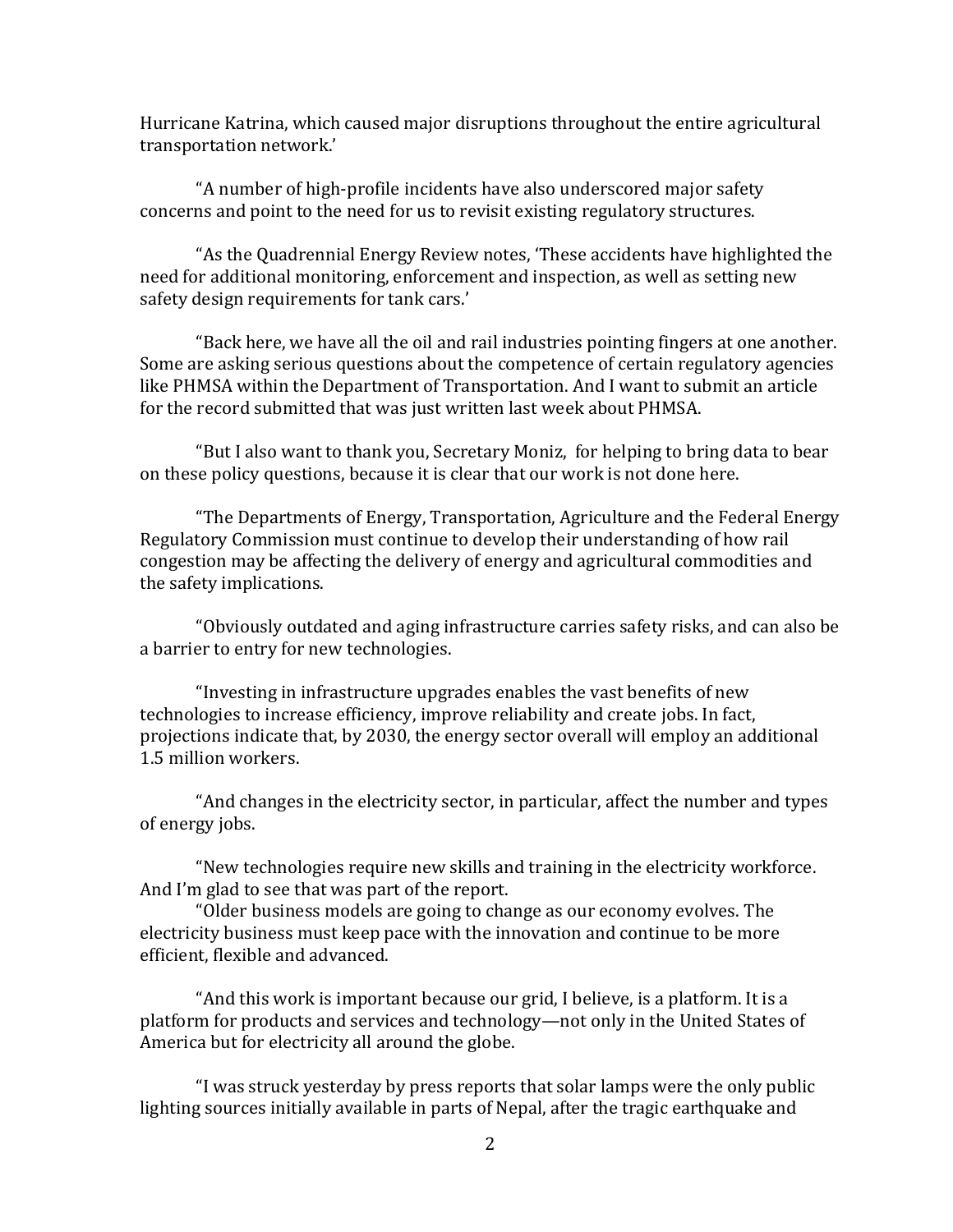Hurricane Katrina, which caused major disruptions throughout the entire agricultural transportation network.'

"A number of high-profile incidents have also underscored major safety concerns and point to the need for us to revisit existing regulatory structures.

"As the Quadrennial Energy Review notes, 'These accidents have highlighted the need for additional monitoring, enforcement and inspection, as well as setting new safety design requirements for tank cars.'

"Back here, we have all the oil and rail industries pointing fingers at one another. Some are asking serious questions about the competence of certain regulatory agencies like PHMSA within the Department of Transportation. And I want to submit an article for the record submitted that was just written last week about PHMSA.

"But I also want to thank you, Secretary Moniz, for helping to bring data to bear on these policy questions, because it is clear that our work is not done here.

"The Departments of Energy, Transportation, Agriculture and the Federal Energy Regulatory Commission must continue to develop their understanding of how rail congestion may be affecting the delivery of energy and agricultural commodities and the safety implications.

"Obviously outdated and aging infrastructure carries safety risks, and can also be a barrier to entry for new technologies.

"Investing in infrastructure upgrades enables the vast benefits of new technologies to increase efficiency, improve reliability and create jobs. In fact, projections indicate that, by 2030, the energy sector overall will employ an additional 1.5 million workers.

"And changes in the electricity sector, in particular, affect the number and types of energy jobs.

"New technologies require new skills and training in the electricity workforce. And I'm glad to see that was part of the report.

"Older business models are going to change as our economy evolves. The electricity business must keep pace with the innovation and continue to be more efficient, flexible and advanced.

"And this work is important because our grid, I believe, is a platform. It is a platform for products and services and technology—not only in the United States of America but for electricity all around the globe.

"I was struck yesterday by press reports that solar lamps were the only public lighting sources initially available in parts of Nepal, after the tragic earthquake and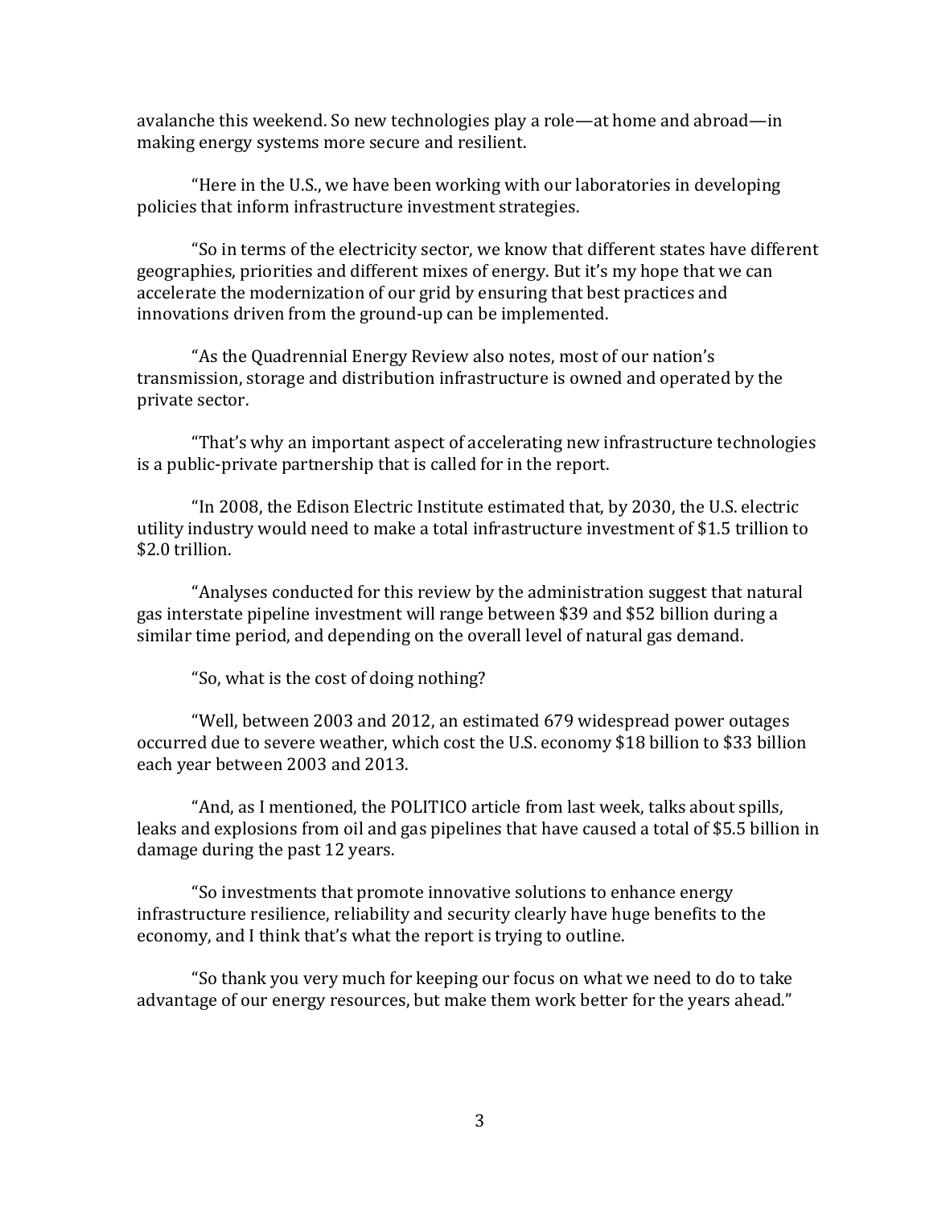avalanche this weekend. So new technologies play a role—at home and abroad—in making energy systems more secure and resilient.

"Here in the U.S., we have been working with our laboratories in developing policies that inform infrastructure investment strategies.

"So in terms of the electricity sector, we know that different states have different geographies, priorities and different mixes of energy. But it's my hope that we can accelerate the modernization of our grid by ensuring that best practices and innovations driven from the ground-up can be implemented.

"As the Quadrennial Energy Review also notes, most of our nation's transmission, storage and distribution infrastructure is owned and operated by the private sector.

"That's why an important aspect of accelerating new infrastructure technologies is a public-private partnership that is called for in the report.

"In 2008, the Edison Electric Institute estimated that, by 2030, the U.S. electric utility industry would need to make a total infrastructure investment of $1.5 trillion to $2.0 trillion.

"Analyses conducted for this review by the administration suggest that natural gas interstate pipeline investment will range between $39 and $52 billion during a similar time period, and depending on the overall level of natural gas demand.

"So, what is the cost of doing nothing?

"Well, between 2003 and 2012, an estimated 679 widespread power outages occurred due to severe weather, which cost the U.S. economy $18 billion to $33 billion each year between 2003 and 2013.

"And, as I mentioned, the POLITICO article from last week, talks about spills, leaks and explosions from oil and gas pipelines that have caused a total of $5.5 billion in damage during the past 12 years.

"So investments that promote innovative solutions to enhance energy infrastructure resilience, reliability and security clearly have huge benefits to the economy, and I think that's what the report is trying to outline.

"So thank you very much for keeping our focus on what we need to do to take advantage of our energy resources, but make them work better for the years ahead."